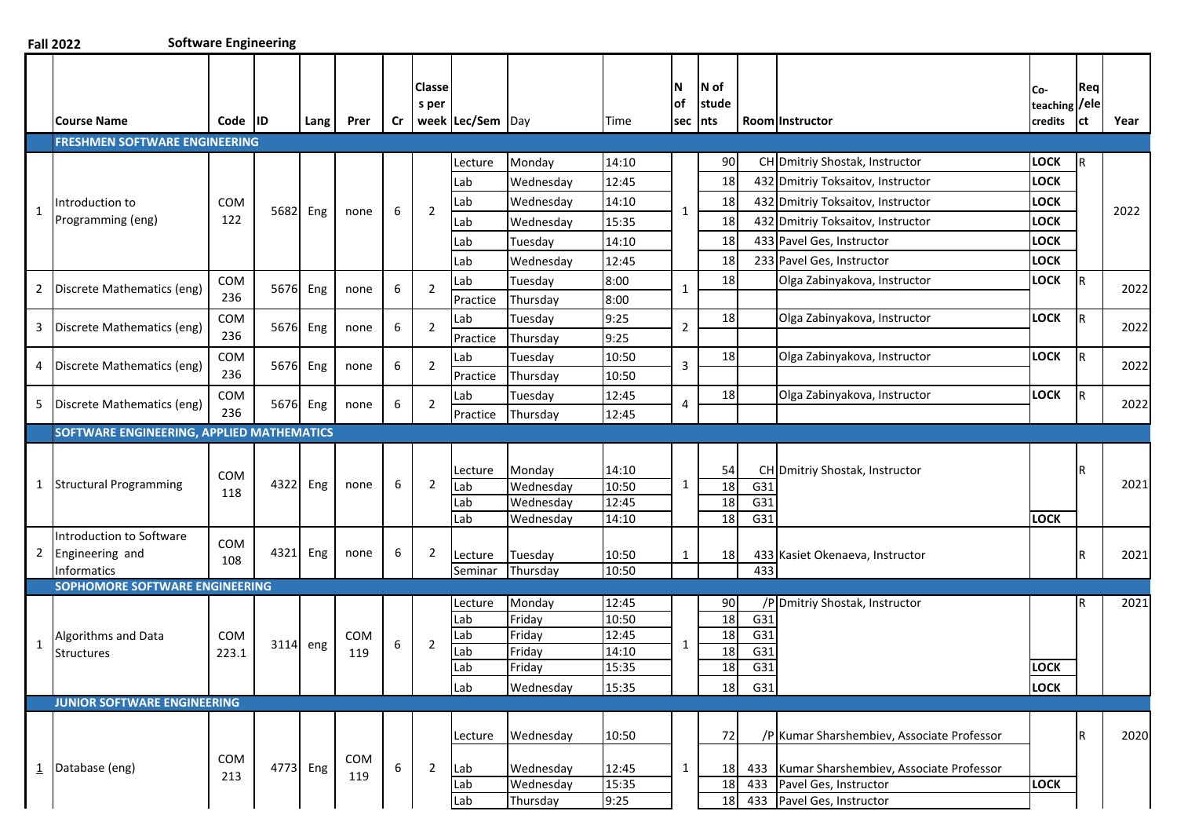**Fall 2022** **Software Engineering**

| | Course Name | Code | ID | Lang | Prer | Cr | Classes per week | Lec/Sem | Day | Time | N of sec | N of students | Room | Instructor | Co-teaching credits | Req/elect | Year |
|---|---|---|---|---|---|---|---|---|---|---|---|---|---|---|---|---|---|
| | **FRESHMEN SOFTWARE ENGINEERING** | | | | | | | | | | | | | | | | |
| 1 | Introduction to Programming (eng) | COM 122 | 5682 | Eng | none | 6 | 2 | Lecture | Monday | 14:10 | 1 | 90 | CH | Dmitriy Shostak, Instructor | LOCK | R | 2022 |
| | | | | | | | | Lab | Wednesday | 12:45 | | 18 | 432 | Dmitriy Toksaitov, Instructor | LOCK | | |
| | | | | | | | | Lab | Wednesday | 14:10 | | 18 | 432 | Dmitriy Toksaitov, Instructor | LOCK | | |
| | | | | | | | | Lab | Wednesday | 15:35 | | 18 | 432 | Dmitriy Toksaitov, Instructor | LOCK | | |
| | | | | | | | | Lab | Tuesday | 14:10 | | 18 | 433 | Pavel Ges, Instructor | LOCK | | |
| | | | | | | | | Lab | Wednesday | 12:45 | | 18 | 233 | Pavel Ges, Instructor | LOCK | | |
| 2 | Discrete Mathematics (eng) | COM 236 | 5676 | Eng | none | 6 | 2 | Lab | Tuesday | 8:00 | 1 | 18 | | Olga Zabinyakova, Instructor | LOCK | R | 2022 |
| | | | | | | | | Practice | Thursday | 8:00 | | | | | | | |
| 3 | Discrete Mathematics (eng) | COM 236 | 5676 | Eng | none | 6 | 2 | Lab | Tuesday | 9:25 | 2 | 18 | | Olga Zabinyakova, Instructor | LOCK | R | 2022 |
| | | | | | | | | Practice | Thursday | 9:25 | | | | | | | |
| 4 | Discrete Mathematics (eng) | COM 236 | 5676 | Eng | none | 6 | 2 | Lab | Tuesday | 10:50 | 3 | 18 | | Olga Zabinyakova, Instructor | LOCK | R | 2022 |
| | | | | | | | | Practice | Thursday | 10:50 | | | | | | | |
| 5 | Discrete Mathematics (eng) | COM 236 | 5676 | Eng | none | 6 | 2 | Lab | Tuesday | 12:45 | 4 | 18 | | Olga Zabinyakova, Instructor | LOCK | R | 2022 |
| | | | | | | | | Practice | Thursday | 12:45 | | | | | | | |
| | **SOFTWARE ENGINEERING, APPLIED MATHEMATICS** | | | | | | | | | | | | | | | | |
| 1 | Structural Programming | COM 118 | 4322 | Eng | none | 6 | 2 | Lecture | Monday | 14:10 | 1 | 54 | CH | Dmitriy Shostak, Instructor | | R | 2021 |
| | | | | | | | | Lab | Wednesday | 10:50 | | 18 | G31 | | | | |
| | | | | | | | | Lab | Wednesday | 12:45 | | 18 | G31 | | | | |
| | | | | | | | | Lab | Wednesday | 14:10 | | 18 | G31 | | LOCK | | |
| 2 | Introduction to Software Engineering and Informatics | COM 108 | 4321 | Eng | none | 6 | 2 | Lecture | Tuesday | 10:50 | 1 | 18 | 433 | Kasiet Okenaeva, Instructor | | R | 2021 |
| | | | | | | | | Seminar | Thursday | 10:50 | | | 433 | | | | |
| | **SOPHOMORE SOFTWARE ENGINEERING** | | | | | | | | | | | | | | | | |
| 1 | Algorithms and Data Structures | COM 223.1 | 3114 | eng | COM 119 | 6 | 2 | Lecture | Monday | 12:45 | 1 | 90 | /P | Dmitriy Shostak, Instructor | | R | 2021 |
| | | | | | | | | Lab | Friday | 10:50 | | 18 | G31 | | | | |
| | | | | | | | | Lab | Friday | 12:45 | | 18 | G31 | | | | |
| | | | | | | | | Lab | Friday | 14:10 | | 18 | G31 | | | | |
| | | | | | | | | Lab | Friday | 15:35 | | 18 | G31 | | LOCK | | |
| | | | | | | | | Lab | Wednesday | 15:35 | | 18 | G31 | | LOCK | | |
| | **JUNIOR SOFTWARE ENGINEERING** | | | | | | | | | | | | | | | | |
| 1 | Database (eng) | COM 213 | 4773 | Eng | COM 119 | 6 | 2 | Lecture | Wednesday | 10:50 | 1 | 72 | /P | Kumar Sharshembiev, Associate Professor | | R | 2020 |
| | | | | | | | | Lab | Wednesday | 12:45 | | 18 | 433 | Kumar Sharshembiev, Associate Professor | | | |
| | | | | | | | | Lab | Wednesday | 15:35 | | 18 | 433 | Pavel Ges, Instructor | LOCK | | |
| | | | | | | | | Lab | Thursday | 9:25 | | 18 | 433 | Pavel Ges, Instructor | | | |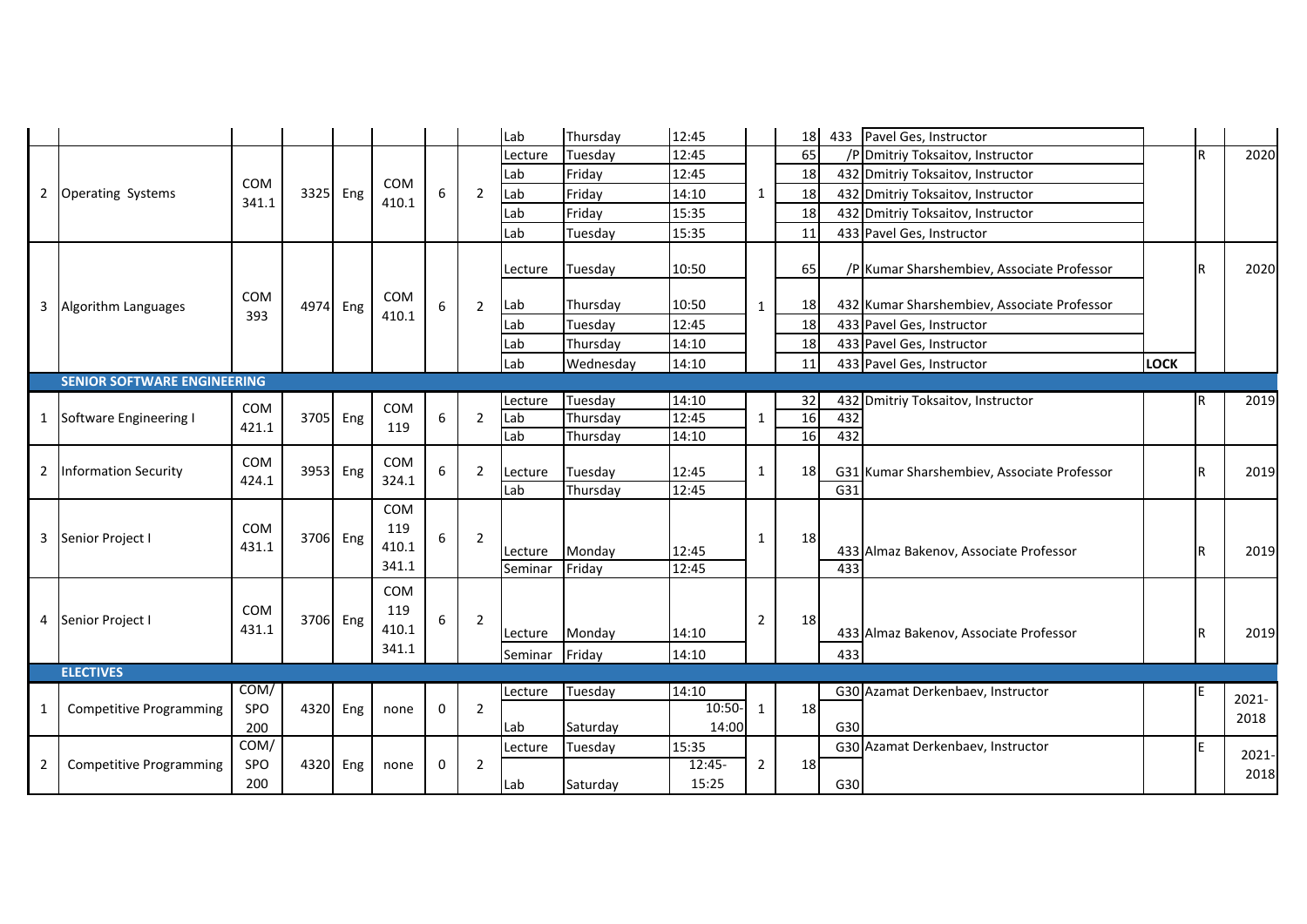| | | | | | | | | | | | | | | | | | |
|---|---|---|---|---|---|---|---|---|---|---|---|---|---|---|---|---|---|
| | | | | | | | | Lab | Thursday | 12:45 | | 18 | 433 | Pavel Ges, Instructor | | | |
| 2 | Operating Systems | COM 341.1 | 3325 | Eng | COM 410.1 | 6 | 2 | Lecture | Tuesday | 12:45 | 1 | 65 | /P | Dmitriy Toksaitov, Instructor | | R | 2020 |
| | | | | | | | | Lab | Friday | 12:45 | | 18 | 432 | Dmitriy Toksaitov, Instructor | | | |
| | | | | | | | | Lab | Friday | 14:10 | | 18 | 432 | Dmitriy Toksaitov, Instructor | | | |
| | | | | | | | | Lab | Friday | 15:35 | | 18 | 432 | Dmitriy Toksaitov, Instructor | | | |
| | | | | | | | | Lab | Tuesday | 15:35 | | 11 | 433 | Pavel Ges, Instructor | | | |
| 3 | Algorithm Languages | COM 393 | 4974 | Eng | COM 410.1 | 6 | 2 | Lecture | Tuesday | 10:50 | 1 | 65 | /P | Kumar Sharshembiev, Associate Professor | | R | 2020 |
| | | | | | | | | Lab | Thursday | 10:50 | | 18 | 432 | Kumar Sharshembiev, Associate Professor | | | |
| | | | | | | | | Lab | Tuesday | 12:45 | | 18 | 433 | Pavel Ges, Instructor | | | |
| | | | | | | | | Lab | Thursday | 14:10 | | 18 | 433 | Pavel Ges, Instructor | | | |
| | | | | | | | | Lab | Wednesday | 14:10 | | 11 | 433 | Pavel Ges, Instructor | **LOCK** | | |
| | **SENIOR SOFTWARE ENGINEERING** | | | | | | | | | | | | | | | | |
| 1 | Software Engineering I | COM 421.1 | 3705 | Eng | COM 119 | 6 | 2 | Lecture | Tuesday | 14:10 | 1 | 32 | 432 | Dmitriy Toksaitov, Instructor | | R | 2019 |
| | | | | | | | | Lab | Thursday | 12:45 | | 16 | 432 | | | | |
| | | | | | | | | Lab | Thursday | 14:10 | | 16 | 432 | | | | |
| 2 | Information Security | COM 424.1 | 3953 | Eng | COM 324.1 | 6 | 2 | Lecture | Tuesday | 12:45 | 1 | 18 | G31 | Kumar Sharshembiev, Associate Professor | | R | 2019 |
| | | | | | | | | Lab | Thursday | 12:45 | | | G31 | | | | |
| 3 | Senior Project I | COM 431.1 | 3706 | Eng | COM 119 410.1 341.1 | 6 | 2 | Lecture | Monday | 12:45 | 1 | 18 | 433 | Almaz Bakenov, Associate Professor | | R | 2019 |
| | | | | | | | | Seminar | Friday | 12:45 | | | 433 | | | | |
| 4 | Senior Project I | COM 431.1 | 3706 | Eng | COM 119 410.1 341.1 | 6 | 2 | Lecture | Monday | 14:10 | 2 | 18 | 433 | Almaz Bakenov, Associate Professor | | R | 2019 |
| | | | | | | | | Seminar | Friday | 14:10 | | | 433 | | | | |
| | **ELECTIVES** | | | | | | | | | | | | | | | | |
| 1 | Competitive Programming | COM/ SPO 200 | 4320 | Eng | none | 0 | 2 | Lecture | Tuesday | 14:10 | 1 | 18 | G30 | Azamat Derkenbaev, Instructor | | E | 2021-2018 |
| | | | | | | | | Lab | Saturday | 10:50-14:00 | | | G30 | | | | |
| 2 | Competitive Programming | COM/ SPO 200 | 4320 | Eng | none | 0 | 2 | Lecture | Tuesday | 15:35 | 2 | 18 | G30 | Azamat Derkenbaev, Instructor | | E | 2021-2018 |
| | | | | | | | | Lab | Saturday | 12:45-15:25 | | | G30 | | | | |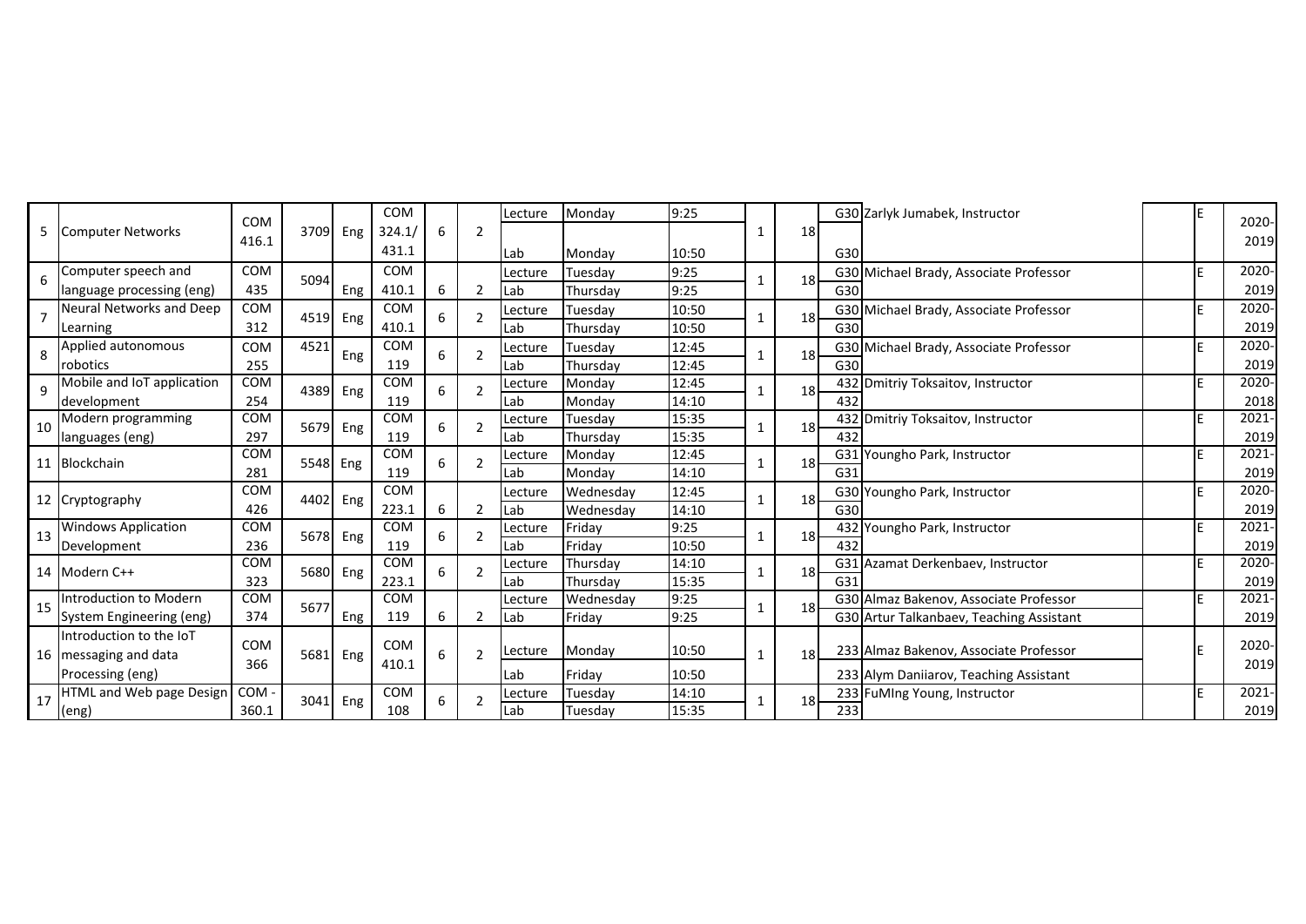| | | | | | | | | | | | | | | | | | |
|---|---|---|---|---|---|---|---|---|---|---|---|---|---|---|---|---|---|
| 5 | Computer Networks | COM 416.1 | 3709 | Eng | COM 324.1/ 431.1 | 6 | 2 | Lecture | Monday | 9:25 | 1 | 18 | G30 | Zarlyk Jumabek, Instructor | | E | 2020-2019 |
| | | | | | | | | Lab | Monday | 10:50 | | | G30 | | | | |
| 6 | Computer speech and language processing (eng) | COM 435 | 5094 | Eng | COM 410.1 | 6 | 2 | Lecture | Tuesday | 9:25 | 1 | 18 | G30 | Michael Brady, Associate Professor | | E | 2020-2019 |
| | | | | | | | | Lab | Thursday | 9:25 | | | G30 | | | | |
| 7 | Neural Networks and Deep Learning | COM 312 | 4519 | Eng | COM 410.1 | 6 | 2 | Lecture | Tuesday | 10:50 | 1 | 18 | G30 | Michael Brady, Associate Professor | | E | 2020-2019 |
| | | | | | | | | Lab | Thursday | 10:50 | | | G30 | | | | |
| 8 | Applied autonomous robotics | COM 255 | 4521 | Eng | COM 119 | 6 | 2 | Lecture | Tuesday | 12:45 | 1 | 18 | G30 | Michael Brady, Associate Professor | | E | 2020-2019 |
| | | | | | | | | Lab | Thursday | 12:45 | | | G30 | | | | |
| 9 | Mobile and IoT application development | COM 254 | 4389 | Eng | COM 119 | 6 | 2 | Lecture | Monday | 12:45 | 1 | 18 | 432 | Dmitriy Toksaitov, Instructor | | E | 2020-2018 |
| | | | | | | | | Lab | Monday | 14:10 | | | 432 | | | | |
| 10 | Modern programming languages (eng) | COM 297 | 5679 | Eng | COM 119 | 6 | 2 | Lecture | Tuesday | 15:35 | 1 | 18 | 432 | Dmitriy Toksaitov, Instructor | | E | 2021-2019 |
| | | | | | | | | Lab | Thursday | 15:35 | | | 432 | | | | |
| 11 | Blockchain | COM 281 | 5548 | Eng | COM 119 | 6 | 2 | Lecture | Monday | 12:45 | 1 | 18 | G31 | Youngho Park, Instructor | | E | 2021-2019 |
| | | | | | | | | Lab | Monday | 14:10 | | | G31 | | | | |
| 12 | Cryptography | COM 426 | 4402 | Eng | COM 223.1 | 6 | 2 | Lecture | Wednesday | 12:45 | 1 | 18 | G30 | Youngho Park, Instructor | | E | 2020-2019 |
| | | | | | | | | Lab | Wednesday | 14:10 | | | G30 | | | | |
| 13 | Windows Application Development | COM 236 | 5678 | Eng | COM 119 | 6 | 2 | Lecture | Friday | 9:25 | 1 | 18 | 432 | Youngho Park, Instructor | | E | 2021-2019 |
| | | | | | | | | Lab | Friday | 10:50 | | | 432 | | | | |
| 14 | Modern C++ | COM 323 | 5680 | Eng | COM 223.1 | 6 | 2 | Lecture | Thursday | 14:10 | 1 | 18 | G31 | Azamat Derkenbaev, Instructor | | E | 2020-2019 |
| | | | | | | | | Lab | Thursday | 15:35 | | | G31 | | | | |
| 15 | Introduction to Modern System Engineering (eng) | COM 374 | 5677 | Eng | COM 119 | 6 | 2 | Lecture | Wednesday | 9:25 | 1 | 18 | G30 | Almaz Bakenov, Associate Professor | | E | 2021-2019 |
| | | | | | | | | Lab | Friday | 9:25 | | | G30 | Artur Talkanbaev, Teaching Assistant | | | |
| 16 | Introduction to the IoT messaging and data Processing (eng) | COM 366 | 5681 | Eng | COM 410.1 | 6 | 2 | Lecture | Monday | 10:50 | 1 | 18 | 233 | Almaz Bakenov, Associate Professor | | E | 2020-2019 |
| | | | | | | | | Lab | Friday | 10:50 | | | 233 | Alym Daniiarov, Teaching Assistant | | | |
| 17 | HTML and Web page Design (eng) | COM - 360.1 | 3041 | Eng | COM 108 | 6 | 2 | Lecture | Tuesday | 14:10 | 1 | 18 | 233 | FuMIng Young, Instructor | | E | 2021-2019 |
| | | | | | | | | Lab | Tuesday | 15:35 | | | 233 | | | | |